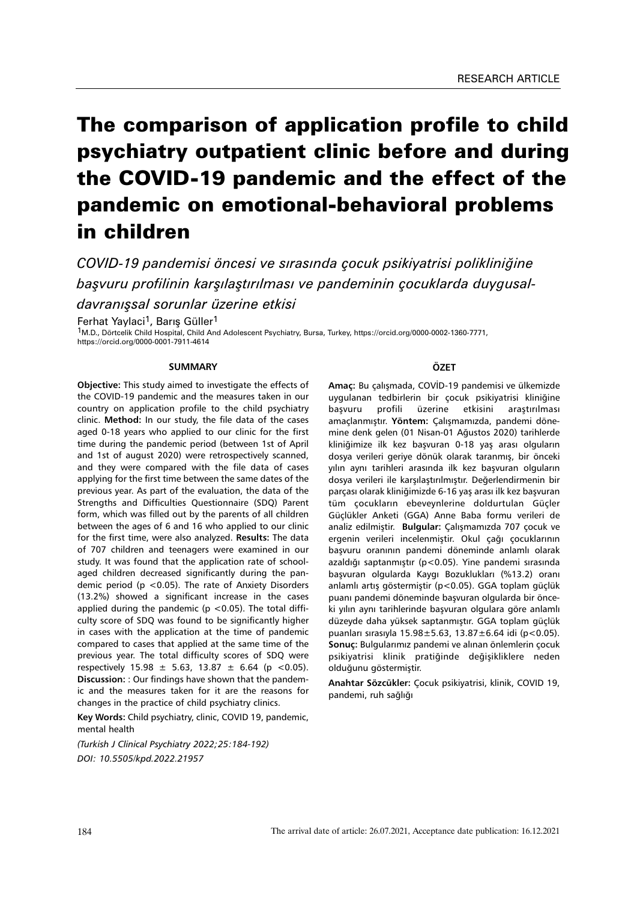RESEARCH ARTICLE

# The comparison of application profile to child psychiatry outpatient clinic before and during the COVID-19 pandemic and the effect of the pandemic on emotional-behavioral problems in children

*COVID-19 pandemisi öncesi ve sırasında çocuk psikiyatrisi polikliniğine başvuru profilinin karşılaştırılması ve pandeminin çocuklarda duygusal-davranışsal sorunlar üzerine etkisi*

Ferhat Yaylaci[1], Barış Güller[1]

[1]M.D., Dörtcelik Child Hospital, Child And Adolescent Psychiatry, Bursa, Turkey, https://orcid.org/0000-0002-1360-7771, https://orcid.org/0000-0001-7911-4614

## SUMMARY

**Objective:** This study aimed to investigate the effects of the COVID-19 pandemic and the measures taken in our country on application profile to the child psychiatry clinic. **Method:** In our study, the file data of the cases aged 0-18 years who applied to our clinic for the first time during the pandemic period (between 1st of April and 1st of august 2020) were retrospectively scanned, and they were compared with the file data of cases applying for the first time between the same dates of the previous year. As part of the evaluation, the data of the Strengths and Difficulties Questionnaire (SDQ) Parent form, which was filled out by the parents of all children between the ages of 6 and 16 who applied to our clinic for the first time, were also analyzed. **Results:** The data of 707 children and teenagers were examined in our study. It was found that the application rate of school-aged children decreased significantly during the pandemic period ($p < 0.05$). The rate of Anxiety Disorders (13.2%) showed a significant increase in the cases applied during the pandemic ($p < 0.05$). The total difficulty score of SDQ was found to be significantly higher in cases with the application at the time of pandemic compared to cases that applied at the same time of the previous year. The total difficulty scores of SDQ were respectively $15.98 \pm 5.63$, $13.87 \pm 6.64$ ($p < 0.05$). **Discussion:** : Our findings have shown that the pandemic and the measures taken for it are the reasons for changes in the practice of child psychiatry clinics.

**Key Words:** Child psychiatry, clinic, COVID 19, pandemic, mental health

*(Turkish J Clinical Psychiatry 2022;25:184-192)*

*DOI: 10.5505/kpd.2022.21957*

## ÖZET

**Amaç:** Bu çalışmada, COVİD-19 pandemisi ve ülkemizde uygulanan tedbirlerin bir çocuk psikiyatrisi kliniğine başvuru profili üzerine etkisini araştırılması amaçlanmıştır. **Yöntem:** Çalışmamızda, pandemi dönemine denk gelen (01 Nisan-01 Ağustos 2020) tarihlerde kliniğimize ilk kez başvuran 0-18 yaş arası olguların dosya verileri geriye dönük olarak taranmış, bir önceki yılın aynı tarihleri arasında ilk kez başvuran olguların dosya verileri ile karşılaştırılmıştır. Değerlendirmenin bir parçası olarak kliniğimizde 6-16 yaş arası ilk kez başvuran tüm çocukların ebeveynlerine doldurtulan Güçler Güçlükler Anketi (GGA) Anne Baba formu verileri de analiz edilmiştir. **Bulgular:** Çalışmamızda 707 çocuk ve ergenin verileri incelenmiştir. Okul çağı çocuklarının başvuru oranının pandemi döneminde anlamlı olarak azaldığı saptanmıştır ($p<0.05$). Yine pandemi sırasında başvuran olgularda Kaygı Bozuklukları (%13.2) oranı anlamlı artış göstermiştir ($p<0.05$). GGA toplam güçlük puanı pandemi döneminde başvuran olgularda bir önceki yılın aynı tarihlerinde başvuran olgulara göre anlamlı düzeyde daha yüksek saptanmıştır. GGA toplam güçlük puanları sırasıyla $15.98\pm5.63$, $13.87\pm6.64$ idi ($p<0.05$). **Sonuç:** Bulgularımız pandemi ve alınan önlemlerin çocuk psikiyatrisi klinik pratiğinde değişikliklere neden olduğunu göstermiştir.

**Anahtar Sözcükler:** Çocuk psikiyatrisi, klinik, COVID 19, pandemi, ruh sağlığı

The arrival date of article: 26.07.2021, Acceptance date publication: 16.12.2021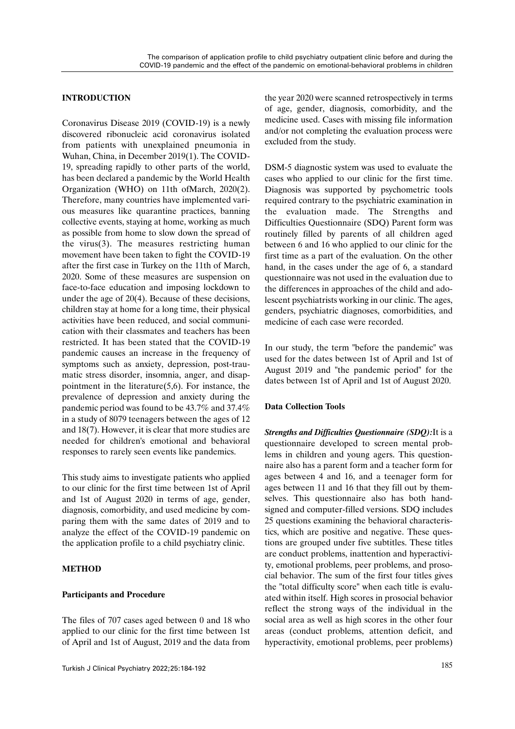## INTRODUCTION

Coronavirus Disease 2019 (COVID-19) is a newly discovered ribonucleic acid coronavirus isolated from patients with unexplained pneumonia in Wuhan, China, in December 2019(1). The COVID-19, spreading rapidly to other parts of the world, has been declared a pandemic by the World Health Organization (WHO) on 11th ofMarch, 2020(2). Therefore, many countries have implemented various measures like quarantine practices, banning collective events, staying at home, working as much as possible from home to slow down the spread of the virus(3). The measures restricting human movement have been taken to fight the COVID-19 after the first case in Turkey on the 11th of March, 2020. Some of these measures are suspension on face-to-face education and imposing lockdown to under the age of 20(4). Because of these decisions, children stay at home for a long time, their physical activities have been reduced, and social communication with their classmates and teachers has been restricted. It has been stated that the COVID-19 pandemic causes an increase in the frequency of symptoms such as anxiety, depression, post-traumatic stress disorder, insomnia, anger, and disappointment in the literature(5,6). For instance, the prevalence of depression and anxiety during the pandemic period was found to be 43.7% and 37.4% in a study of 8079 teenagers between the ages of 12 and 18(7). However, it is clear that more studies are needed for children's emotional and behavioral responses to rarely seen events like pandemics.

This study aims to investigate patients who applied to our clinic for the first time between 1st of April and 1st of August 2020 in terms of age, gender, diagnosis, comorbidity, and used medicine by comparing them with the same dates of 2019 and to analyze the effect of the COVID-19 pandemic on the application profile to a child psychiatry clinic.

## METHOD

### Participants and Procedure

The files of 707 cases aged between 0 and 18 who applied to our clinic for the first time between 1st of April and 1st of August, 2019 and the data from the year 2020 were scanned retrospectively in terms of age, gender, diagnosis, comorbidity, and the medicine used. Cases with missing file information and/or not completing the evaluation process were excluded from the study.

DSM-5 diagnostic system was used to evaluate the cases who applied to our clinic for the first time. Diagnosis was supported by psychometric tools required contrary to the psychiatric examination in the evaluation made. The Strengths and Difficulties Questionnaire (SDQ) Parent form was routinely filled by parents of all children aged between 6 and 16 who applied to our clinic for the first time as a part of the evaluation. On the other hand, in the cases under the age of 6, a standard questionnaire was not used in the evaluation due to the differences in approaches of the child and adolescent psychiatrists working in our clinic. The ages, genders, psychiatric diagnoses, comorbidities, and medicine of each case were recorded.

In our study, the term "before the pandemic" was used for the dates between 1st of April and 1st of August 2019 and "the pandemic period" for the dates between 1st of April and 1st of August 2020.

### Data Collection Tools

***Strengths and Difficulties Questionnaire (SDQ):*** It is a questionnaire developed to screen mental problems in children and young agers. This questionnaire also has a parent form and a teacher form for ages between 4 and 16, and a teenager form for ages between 11 and 16 that they fill out by themselves. This questionnaire also has both hand-signed and computer-filled versions. SDQ includes 25 questions examining the behavioral characteristics, which are positive and negative. These questions are grouped under five subtitles. These titles are conduct problems, inattention and hyperactivity, emotional problems, peer problems, and prosocial behavior. The sum of the first four titles gives the "total difficulty score" when each title is evaluated within itself. High scores in prosocial behavior reflect the strong ways of the individual in the social area as well as high scores in the other four areas (conduct problems, attention deficit, and hyperactivity, emotional problems, peer problems)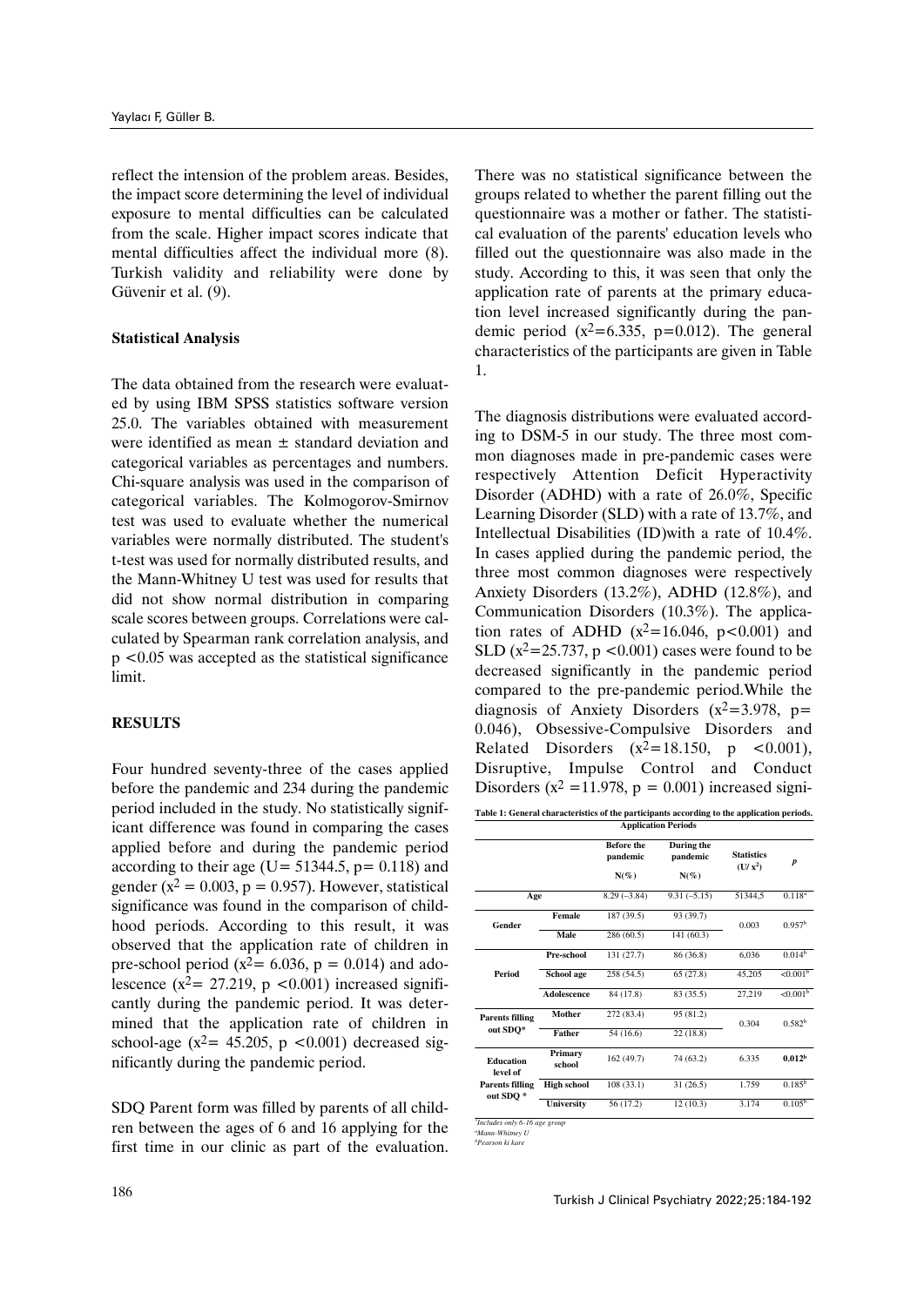reflect the intension of the problem areas. Besides, the impact score determining the level of individual exposure to mental difficulties can be calculated from the scale. Higher impact scores indicate that mental difficulties affect the individual more (8). Turkish validity and reliability were done by Güvenir et al. (9).

### Statistical Analysis

The data obtained from the research were evaluated by using IBM SPSS statistics software version 25.0. The variables obtained with measurement were identified as mean ± standard deviation and categorical variables as percentages and numbers. Chi-square analysis was used in the comparison of categorical variables. The Kolmogorov-Smirnov test was used to evaluate whether the numerical variables were normally distributed. The student's t-test was used for normally distributed results, and the Mann-Whitney U test was used for results that did not show normal distribution in comparing scale scores between groups. Correlations were calculated by Spearman rank correlation analysis, and $p < 0.05$ was accepted as the statistical significance limit.

## RESULTS

Four hundred seventy-three of the cases applied before the pandemic and 234 during the pandemic period included in the study. No statistically significant difference was found in comparing the cases applied before and during the pandemic period according to their age (U= 51344.5, p= 0.118) and gender ($x^2 = 0.003$, p = 0.957). However, statistical significance was found in the comparison of childhood periods. According to this result, it was observed that the application rate of children in pre-school period ($x^2 = 6.036$, p = 0.014) and adolescence ($x^2 = 27.219$, p <0.001) increased significantly during the pandemic period. It was determined that the application rate of children in school-age ($x^2 = 45.205$, p <0.001) decreased significantly during the pandemic period.

SDQ Parent form was filled by parents of all children between the ages of 6 and 16 applying for the first time in our clinic as part of the evaluation. There was no statistical significance between the groups related to whether the parent filling out the questionnaire was a mother or father. The statistical evaluation of the parents' education levels who filled out the questionnaire was also made in the study. According to this, it was seen that only the application rate of parents at the primary education level increased significantly during the pandemic period ($x^2 = 6.335$, p=0.012). The general characteristics of the participants are given in Table 1.

The diagnosis distributions were evaluated according to DSM-5 in our study. The three most common diagnoses made in pre-pandemic cases were respectively Attention Deficit Hyperactivity Disorder (ADHD) with a rate of 26.0%, Specific Learning Disorder (SLD) with a rate of 13.7%, and Intellectual Disabilities (ID)with a rate of 10.4%. In cases applied during the pandemic period, the three most common diagnoses were respectively Anxiety Disorders (13.2%), ADHD (12.8%), and Communication Disorders (10.3%). The application rates of ADHD ($x^2 = 16.046$, p<0.001) and SLD ($x^2 = 25.737$, p <0.001) cases were found to be decreased significantly in the pandemic period compared to the pre-pandemic period.While the diagnosis of Anxiety Disorders ($x^2 = 3.978$, p= 0.046), Obsessive-Compulsive Disorders and Related Disorders ($x^2 = 18.150$, p <0.001), Disruptive, Impulse Control and Conduct Disorders ($x^2 = 11.978$, p = 0.001) increased signi-

**Table 1: General characteristics of the participants according to the application periods.**

| | | Application Periods | | | |
|---|---|---|---|---|---|
| | | Before the pandemic N(%) | During the pandemic N(%) | Statistics (U/ $x^2$) | *p* |
| Age | | 8.29 (–3.84) | 9.31 (–5.15) | 51344,5 | 0.118[a] |
| Gender | Female | 187 (39.5) | 93 (39.7) | 0.003 | 0.957[b] |
| | Male | 286 (60.5) | 141 (60.3) | | |
| Period | Pre-school | 131 (27.7) | 86 (36.8) | 6,036 | 0.014[b] |
| | School age | 258 (54.5) | 65 (27.8) | 45,205 | <0.001[b] |
| | Adolescence | 84 (17.8) | 83 (35.5) | 27,219 | <0.001[b] |
| Parents filling out SDQ* | Mother | 272 (83.4) | 95 (81.2) | 0.304 | 0.582[b] |
| | Father | 54 (16.6) | 22 (18.8) | | |
| Education level of Parents filling out SDQ * | Primary school | 162 (49.7) | 74 (63.2) | 6.335 | **0.012**[b] |
| | High school | 108 (33.1) | 31 (26.5) | 1.759 | 0.185[b] |
| | University | 56 (17.2) | 12 (10.3) | 3.174 | 0.105[b] |

*Includes only 6-16 age group
[a]Mann-Whitney U
[b]Pearson ki kare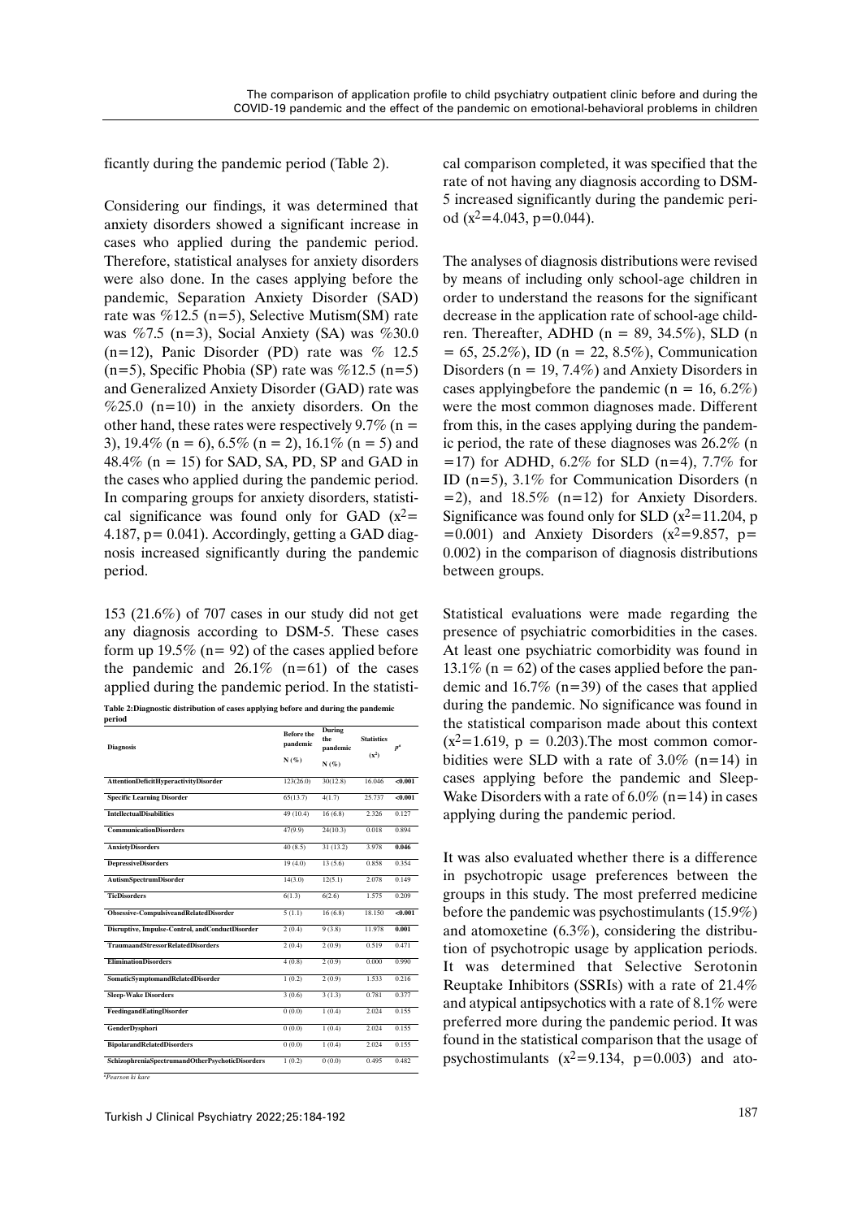ficantly during the pandemic period (Table 2).

Considering our findings, it was determined that anxiety disorders showed a significant increase in cases who applied during the pandemic period. Therefore, statistical analyses for anxiety disorders were also done. In the cases applying before the pandemic, Separation Anxiety Disorder (SAD) rate was %12.5 (n=5), Selective Mutism(SM) rate was %7.5 (n=3), Social Anxiety (SA) was %30.0 (n=12), Panic Disorder (PD) rate was % 12.5 (n=5), Specific Phobia (SP) rate was %12.5 (n=5) and Generalized Anxiety Disorder (GAD) rate was %25.0 (n=10) in the anxiety disorders. On the other hand, these rates were respectively 9.7% (n = 3), 19.4% (n = 6), 6.5% (n = 2), 16.1% (n = 5) and 48.4% (n = 15) for SAD, SA, PD, SP and GAD in the cases who applied during the pandemic period. In comparing groups for anxiety disorders, statistical significance was found only for GAD ($x^2$= 4.187, p= 0.041). Accordingly, getting a GAD diagnosis increased significantly during the pandemic period.

153 (21.6%) of 707 cases in our study did not get any diagnosis according to DSM-5. These cases form up 19.5% (n= 92) of the cases applied before the pandemic and 26.1% (n=61) of the cases applied during the pandemic period. In the statistical comparison completed, it was specified that the rate of not having any diagnosis according to DSM-5 increased significantly during the pandemic period ($x^2$=4.043, p=0.044).

**Table 2:Diagnostic distribution of cases applying before and during the pandemic period**

| Diagnosis | Before the pandemic N (%) | During the pandemic N (%) | Statistics ($x^2$) | p* |
|---|---|---|---|---|
| AttentionDeficitHyperactivityDisorder | 123(26.0) | 30(12.8) | 16.046 | **<0.001** |
| Specific Learning Disorder | 65(13.7) | 4(1.7) | 25.737 | **<0.001** |
| IntellectualDisabilities | 49 (10.4) | 16 (6.8) | 2.326 | 0.127 |
| CommunicationDisorders | 47(9.9) | 24(10.3) | 0.018 | 0.894 |
| AnxietyDisorders | 40 (8.5) | 31 (13.2) | 3.978 | **0.046** |
| DepressiveDisorders | 19 (4.0) | 13 (5.6) | 0.858 | 0.354 |
| AutismSpectrumDisorder | 14(3.0) | 12(5.1) | 2.078 | 0.149 |
| TicDisorders | 6(1.3) | 6(2.6) | 1.575 | 0.209 |
| Obsessive-CompulsiveandRelatedDisorder | 5 (1.1) | 16 (6.8) | 18.150 | **<0.001** |
| Disruptive, Impulse-Control, andConductDisorder | 2 (0.4) | 9 (3.8) | 11.978 | **0.001** |
| TraumaandStressorRelatedDisorders | 2 (0.4) | 2 (0.9) | 0.519 | 0.471 |
| EliminationDisorders | 4 (0.8) | 2 (0.9) | 0.000 | 0.990 |
| SomaticSymptomandRelatedDisorder | 1 (0.2) | 2 (0.9) | 1.533 | 0.216 |
| Sleep-Wake Disorders | 3 (0.6) | 3 (1.3) | 0.781 | 0.377 |
| FeedingandEatingDisorder | 0 (0.0) | 1 (0.4) | 2.024 | 0.155 |
| GenderDysphori | 0 (0.0) | 1 (0.4) | 2.024 | 0.155 |
| BipolarandRelatedDisorders | 0 (0.0) | 1 (0.4) | 2.024 | 0.155 |
| SchizophreniaSpectrumandOtherPsychoticDisorders | 1 (0.2) | 0 (0.0) | 0.495 | 0.482 |

*Pearson ki kare

The analyses of diagnosis distributions were revised by means of including only school-age children in order to understand the reasons for the significant decrease in the application rate of school-age children. Thereafter, ADHD (n = 89, 34.5%), SLD (n = 65, 25.2%), ID (n = 22, 8.5%), Communication Disorders (n = 19, 7.4%) and Anxiety Disorders in cases applyingbefore the pandemic (n = 16, 6.2%) were the most common diagnoses made. Different from this, in the cases applying during the pandemic period, the rate of these diagnoses was 26.2% (n =17) for ADHD, 6.2% for SLD (n=4), 7.7% for ID (n=5), 3.1% for Communication Disorders (n =2), and 18.5% (n=12) for Anxiety Disorders. Significance was found only for SLD ($x^2$=11.204, p =0.001) and Anxiety Disorders ($x^2$=9.857, p= 0.002) in the comparison of diagnosis distributions between groups.

Statistical evaluations were made regarding the presence of psychiatric comorbidities in the cases. At least one psychiatric comorbidity was found in 13.1% (n = 62) of the cases applied before the pandemic and 16.7% (n=39) of the cases that applied during the pandemic. No significance was found in the statistical comparison made about this context ($x^2$=1.619, p = 0.203).The most common comorbidities were SLD with a rate of 3.0% (n=14) in cases applying before the pandemic and Sleep-Wake Disorders with a rate of 6.0% (n=14) in cases applying during the pandemic period.

It was also evaluated whether there is a difference in psychotropic usage preferences between the groups in this study. The most preferred medicine before the pandemic was psychostimulants (15.9%) and atomoxetine (6.3%), considering the distribution of psychotropic usage by application periods. It was determined that Selective Serotonin Reuptake Inhibitors (SSRIs) with a rate of 21.4% and atypical antipsychotics with a rate of 8.1% were preferred more during the pandemic period. It was found in the statistical comparison that the usage of psychostimulants ($x^2$=9.134, p=0.003) and ato-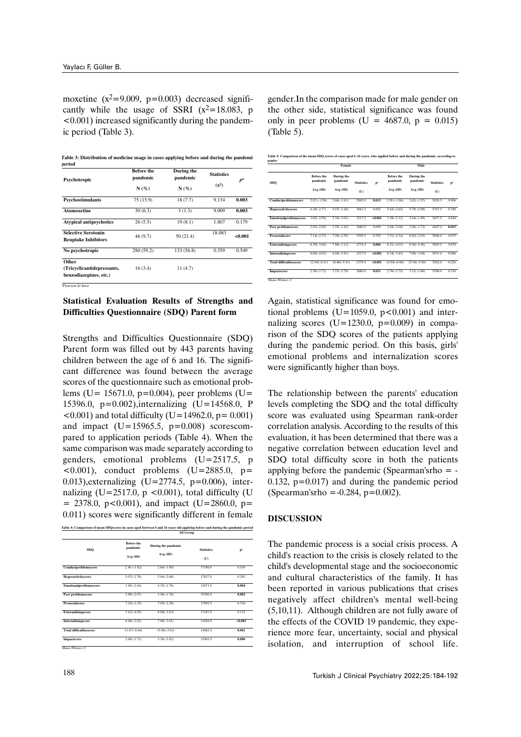moxetine ($x^2$=9.009, p=0.003) decreased significantly while the usage of SSRI ($x^2$=18.083, p <0.001) increased significantly during the pandemic period (Table 3).

**Table 3: Distribution of medicine usage in cases applying before and during the pandemic period**

| Psychotropic | Before the pandemic N (%) | During the pandemic N (%) | Statistics ($x^2$) | p* |
|---|---|---|---|---|
| **Psychostimulants** | 75 (15.9) | 18 (7.7) | 9.134 | **0.003** |
| **Atomoxetine** | 30 (6.3) | 3 (1.3) | 9.009 | **0.003** |
| **Atypical antipsychotics** | 26 (5.5) | 19 (8.1) | 1.807 | 0.179 |
| **Selective Serotonin Reuptake Inhibitors** | 46 (9.7) | 50 (21.4) | 18.083 | **<0.001** |
| **No psychotropic** | 280 (59.2) | 133 (56.8) | 0.359 | 0.549 |
| **Other (Tricyclicantidepressants, benzodiazepines, etc.)** | 16 (3.4) | 11 (4.7) | | |

*Pearson ki kare

### Statistical Evaluation Results of Strengths and Difficulties Questionnaire (SDQ) Parent form

Strengths and Difficulties Questionnaire (SDQ) Parent form was filled out by 443 parents having children between the age of 6 and 16. The significant difference was found between the average scores of the questionnaire such as emotional problems (U= 15671.0, p=0.004), peer problems (U= 15396.0, p=0.002),internalizing (U=14568.0, P <0.001) and total difficulty (U=14962.0, p= 0.001) and impact (U=15965.5, p=0.008) scorescompared to application periods (Table 4). When the same comparison was made separately according to genders, emotional problems (U=2517.5, p <0.001), conduct problems (U=2885.0, p= 0.013),externalizing (U=2774.5, p=0.006), internalizing (U=2517.0, p <0.001), total difficulty (U = 2378.0, p<0.001), and impact (U=2860.0, p= 0.011) scores were significantly different in female gender.In the comparison made for male gender on the other side, statistical significance was found only in peer problems (U = 4687.0, p = 0.015) (Table 5).

**Table 4: Comparison of mean SDQscores in cases aged between 6 and 16 years old applying before and during the pandemic period**

| SDQ | All Group | | | |
|---|---|---|---|---|
| | Before the pandemic Avg (SD) | During the pandemic Avg (SD) | Statistics (U) | p* |
| **Conductproblemsscore** | 2.36 (–1.82) | 2.64(–1.80) | 17180.0 | 0.105 |
| **Hyperactivityscore** | 5.07(–2.78) | 5.44(–2.68) | 17827.0 | 0.292 |
| **Emotionalproblemsscore** | 3.49(–2.44) | 4.35(–2.70) | 15671.0 | **0.004** |
| **Peer problemsscore** | 2.98(–2.07) | 3.56(–1.76) | 15396.0 | **0.002** |
| **Prosocialscore** | 7.24(–2.35) | 7.05(–2.29) | 17892.5 | 0.316 |
| **Externalisingscore** | 7.43(–4.05) | 8.09(–3.83) | 17187.0 | 0.112 |
| **Internalisingscore** | 6.48(–3.92) | 7.90(–3.61) | 14568.0 | **<0.001** |
| **Total difficultiesscore** | 13.87(–6.64) | 15.98(–5.63) | 14962.0 | **0.001** |
| **Impactscore** | 2.69(–2.73) | 3.38(–2.82) | 15965.5 | **0.008** |

*Mann-Whitney U

**Table 5: Comparison of the mean SDQ scores of cases aged 6-16 years, who applied before and during the pandemic, according to gender**

| SDQ | Female | | | | Male | | | |
|---|---|---|---|---|---|---|---|---|
| | Before the pandemic Avg (SD) | During the pandemic Avg (SD) | Statistics (U) | p* | Before the pandemic Avg (SD) | During the pandemic Avg (SD) | Statistics (U) | p* |
| **Conductproblemsscore** | 2.02 (–1.56) | 2.66(–1.61) | 2885.0 | **0.013** | 2.59 (–1.96) | 2.62(–1.97) | 5828.5 | 0.906 |
| **Hyperactivityscore** | 4.28(–2.77) | 5.07(–2.26) | 3061.5 | 0.052 | 5.62(–2.65) | 5.79(–2.99) | 5747.5 | 0.780 |
| **Emotionalproblemsscore** | 3.65(–2.59) | 5.34(–3.01) | 2517.5 | **<0.001** | 3.38(–2.32) | 3.44(–1.99) | 5657.5 | 0.644 |
| **Peer problemsscore** | 3.03(–2.05) | 3.55(–1.82) | 3060.5 | 0.050 | 2.94(–2.09) | 3.56(–1.72) | 4687.0 | **0.015** |
| **Prosocialscore** | 7.14(–2.37) | 7.20(–2.55) | 3595.5 | 0.705 | 7.31(–2.34) | 6.92(–2.03) | 5006.0 | 0.075 |
| **Externalisingscore** | 6.30(–3.84) | 7.80(–3.12) | 2774.5 | **0.006** | 8.21(–4.03) | 8.36(–4.40) | 5805.5 | 0.870 |
| **Internalisingscore** | 6.68(–4.03) | 8.88(–3.91) | 2517.0 | **<0.001** | 6.34(–3.83) | 7.00(–3.08) | 5031.0 | 0.086 |
| **Total difficultiesscore** | 12.94(–6.21) | 16.66(–5.41) | 2378.0 | **<0.001** | 14.50(–6.86) | 15.36(–5.80) | 5282.0 | 0.226 |
| **Impactscore** | 2.58(–2.72) | 3.57(–2.78) | 2860.0 | **0.011** | 2.76(–2.75) | 3.21(–2.86) | 5296.0 | 0.236 |

*Mann-Whitney U

Again, statistical significance was found for emotional problems (U=1059.0, p<0.001) and internalizing scores (U=1230.0, p=0.009) in comparison of the SDQ scores of the patients applying during the pandemic period. On this basis, girls' emotional problems and internalization scores were significantly higher than boys.

The relationship between the parents' education levels completing the SDQ and the total difficulty score was evaluated using Spearman rank-order correlation analysis. According to the results of this evaluation, it has been determined that there was a negative correlation between education level and SDQ total difficulty score in both the patients applying before the pandemic (Spearman'srho = -0.132, p=0.017) and during the pandemic period (Spearman'srho =-0.284, p=0.002).

## DISCUSSION

The pandemic process is a social crisis process. A child's reaction to the crisis is closely related to the child's developmental stage and the socioeconomic and cultural characteristics of the family. It has been reported in various publications that crises negatively affect children's mental well-being (5,10,11). Although children are not fully aware of the effects of the COVID 19 pandemic, they experience more fear, uncertainty, social and physical isolation, and interruption of school life.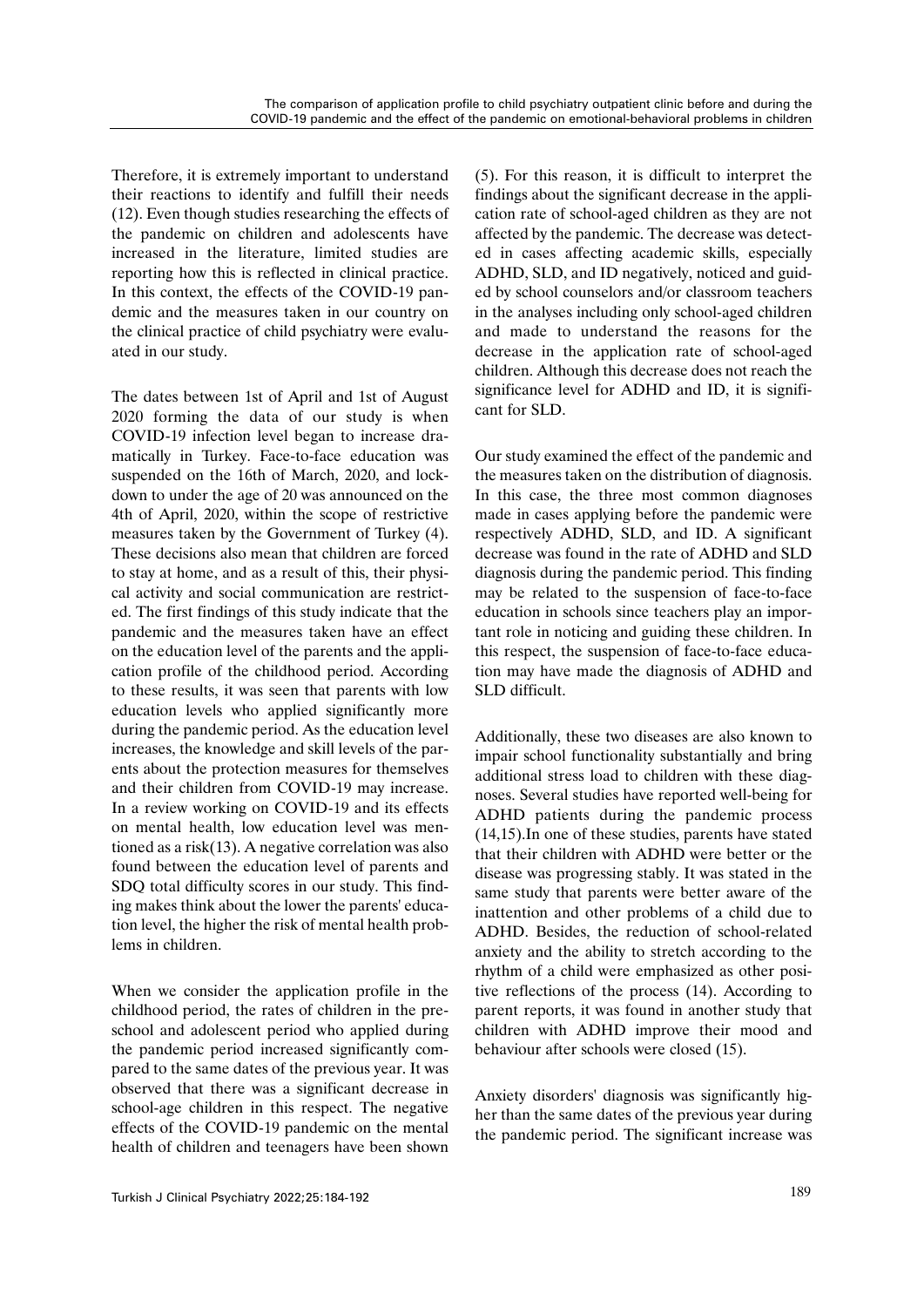Therefore, it is extremely important to understand their reactions to identify and fulfill their needs (12). Even though studies researching the effects of the pandemic on children and adolescents have increased in the literature, limited studies are reporting how this is reflected in clinical practice. In this context, the effects of the COVID-19 pandemic and the measures taken in our country on the clinical practice of child psychiatry were evaluated in our study.

The dates between 1st of April and 1st of August 2020 forming the data of our study is when COVID-19 infection level began to increase dramatically in Turkey. Face-to-face education was suspended on the 16th of March, 2020, and lockdown to under the age of 20 was announced on the 4th of April, 2020, within the scope of restrictive measures taken by the Government of Turkey (4). These decisions also mean that children are forced to stay at home, and as a result of this, their physical activity and social communication are restricted. The first findings of this study indicate that the pandemic and the measures taken have an effect on the education level of the parents and the application profile of the childhood period. According to these results, it was seen that parents with low education levels who applied significantly more during the pandemic period. As the education level increases, the knowledge and skill levels of the parents about the protection measures for themselves and their children from COVID-19 may increase. In a review working on COVID-19 and its effects on mental health, low education level was mentioned as a risk(13). A negative correlation was also found between the education level of parents and SDQ total difficulty scores in our study. This finding makes think about the lower the parents' education level, the higher the risk of mental health problems in children.

When we consider the application profile in the childhood period, the rates of children in the preschool and adolescent period who applied during the pandemic period increased significantly compared to the same dates of the previous year. It was observed that there was a significant decrease in school-age children in this respect. The negative effects of the COVID-19 pandemic on the mental health of children and teenagers have been shown (5). For this reason, it is difficult to interpret the findings about the significant decrease in the application rate of school-aged children as they are not affected by the pandemic. The decrease was detected in cases affecting academic skills, especially ADHD, SLD, and ID negatively, noticed and guided by school counselors and/or classroom teachers in the analyses including only school-aged children and made to understand the reasons for the decrease in the application rate of school-aged children. Although this decrease does not reach the significance level for ADHD and ID, it is significant for SLD.

Our study examined the effect of the pandemic and the measures taken on the distribution of diagnosis. In this case, the three most common diagnoses made in cases applying before the pandemic were respectively ADHD, SLD, and ID. A significant decrease was found in the rate of ADHD and SLD diagnosis during the pandemic period. This finding may be related to the suspension of face-to-face education in schools since teachers play an important role in noticing and guiding these children. In this respect, the suspension of face-to-face education may have made the diagnosis of ADHD and SLD difficult.

Additionally, these two diseases are also known to impair school functionality substantially and bring additional stress load to children with these diagnoses. Several studies have reported well-being for ADHD patients during the pandemic process (14,15).In one of these studies, parents have stated that their children with ADHD were better or the disease was progressing stably. It was stated in the same study that parents were better aware of the inattention and other problems of a child due to ADHD. Besides, the reduction of school-related anxiety and the ability to stretch according to the rhythm of a child were emphasized as other positive reflections of the process (14). According to parent reports, it was found in another study that children with ADHD improve their mood and behaviour after schools were closed (15).

Anxiety disorders' diagnosis was significantly higher than the same dates of the previous year during the pandemic period. The significant increase was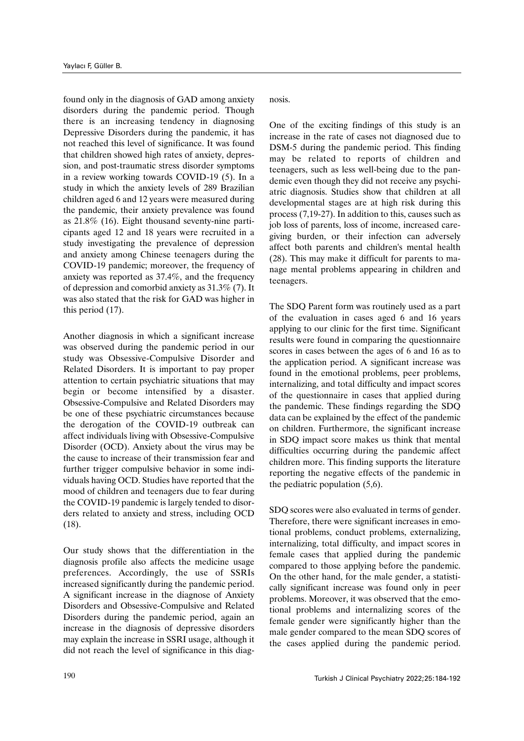found only in the diagnosis of GAD among anxiety disorders during the pandemic period. Though there is an increasing tendency in diagnosing Depressive Disorders during the pandemic, it has not reached this level of significance. It was found that children showed high rates of anxiety, depression, and post-traumatic stress disorder symptoms in a review working towards COVID-19 (5). In a study in which the anxiety levels of 289 Brazilian children aged 6 and 12 years were measured during the pandemic, their anxiety prevalence was found as 21.8% (16). Eight thousand seventy-nine participants aged 12 and 18 years were recruited in a study investigating the prevalence of depression and anxiety among Chinese teenagers during the COVID-19 pandemic; moreover, the frequency of anxiety was reported as 37.4%, and the frequency of depression and comorbid anxiety as 31.3% (7). It was also stated that the risk for GAD was higher in this period (17).

Another diagnosis in which a significant increase was observed during the pandemic period in our study was Obsessive-Compulsive Disorder and Related Disorders. It is important to pay proper attention to certain psychiatric situations that may begin or become intensified by a disaster. Obsessive-Compulsive and Related Disorders may be one of these psychiatric circumstances because the derogation of the COVID-19 outbreak can affect individuals living with Obsessive-Compulsive Disorder (OCD). Anxiety about the virus may be the cause to increase of their transmission fear and further trigger compulsive behavior in some individuals having OCD. Studies have reported that the mood of children and teenagers due to fear during the COVID-19 pandemic is largely tended to disorders related to anxiety and stress, including OCD (18).

Our study shows that the differentiation in the diagnosis profile also affects the medicine usage preferences. Accordingly, the use of SSRIs increased significantly during the pandemic period. A significant increase in the diagnose of Anxiety Disorders and Obsessive-Compulsive and Related Disorders during the pandemic period, again an increase in the diagnosis of depressive disorders may explain the increase in SSRI usage, although it did not reach the level of significance in this diagnosis.

One of the exciting findings of this study is an increase in the rate of cases not diagnosed due to DSM-5 during the pandemic period. This finding may be related to reports of children and teenagers, such as less well-being due to the pandemic even though they did not receive any psychiatric diagnosis. Studies show that children at all developmental stages are at high risk during this process (7,19-27). In addition to this, causes such as job loss of parents, loss of income, increased caregiving burden, or their infection can adversely affect both parents and children's mental health (28). This may make it difficult for parents to manage mental problems appearing in children and teenagers.

The SDQ Parent form was routinely used as a part of the evaluation in cases aged 6 and 16 years applying to our clinic for the first time. Significant results were found in comparing the questionnaire scores in cases between the ages of 6 and 16 as to the application period. A significant increase was found in the emotional problems, peer problems, internalizing, and total difficulty and impact scores of the questionnaire in cases that applied during the pandemic. These findings regarding the SDQ data can be explained by the effect of the pandemic on children. Furthermore, the significant increase in SDQ impact score makes us think that mental difficulties occurring during the pandemic affect children more. This finding supports the literature reporting the negative effects of the pandemic in the pediatric population (5,6).

SDQ scores were also evaluated in terms of gender. Therefore, there were significant increases in emotional problems, conduct problems, externalizing, internalizing, total difficulty, and impact scores in female cases that applied during the pandemic compared to those applying before the pandemic. On the other hand, for the male gender, a statistically significant increase was found only in peer problems. Moreover, it was observed that the emotional problems and internalizing scores of the female gender were significantly higher than the male gender compared to the mean SDQ scores of the cases applied during the pandemic period.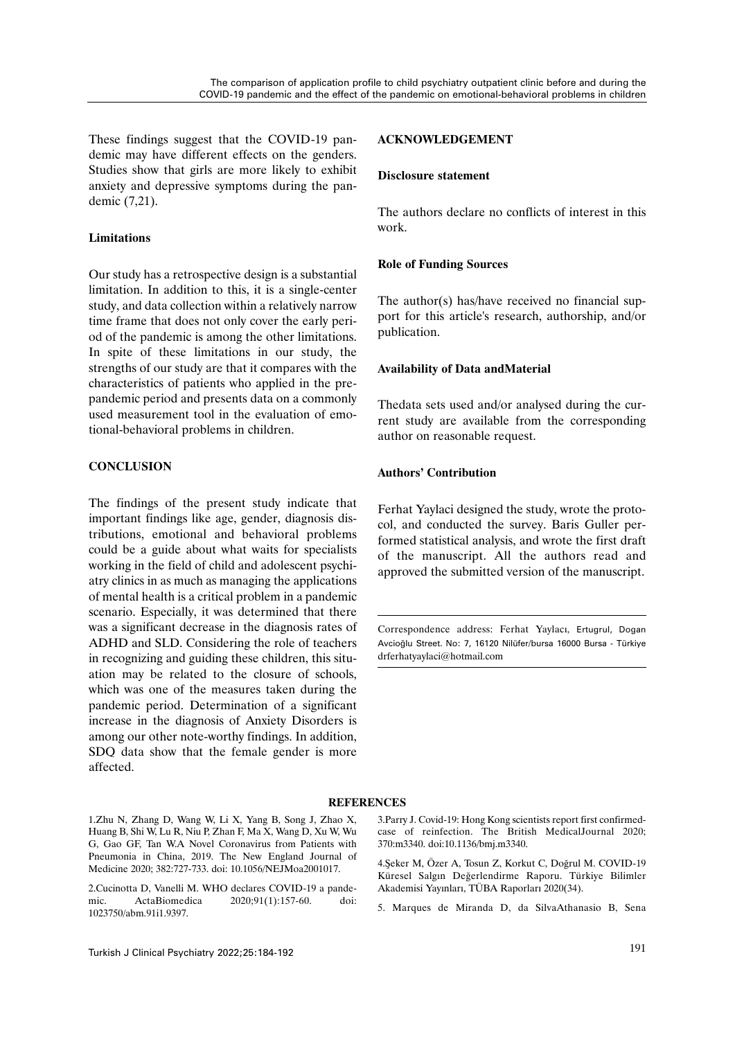These findings suggest that the COVID-19 pandemic may have different effects on the genders. Studies show that girls are more likely to exhibit anxiety and depressive symptoms during the pandemic (7,21).

**Limitations**

Our study has a retrospective design is a substantial limitation. In addition to this, it is a single-center study, and data collection within a relatively narrow time frame that does not only cover the early period of the pandemic is among the other limitations. In spite of these limitations in our study, the strengths of our study are that it compares with the characteristics of patients who applied in the pre-pandemic period and presents data on a commonly used measurement tool in the evaluation of emotional-behavioral problems in children.

## CONCLUSION

The findings of the present study indicate that important findings like age, gender, diagnosis distributions, emotional and behavioral problems could be a guide about what waits for specialists working in the field of child and adolescent psychiatry clinics in as much as managing the applications of mental health is a critical problem in a pandemic scenario. Especially, it was determined that there was a significant decrease in the diagnosis rates of ADHD and SLD. Considering the role of teachers in recognizing and guiding these children, this situation may be related to the closure of schools, which was one of the measures taken during the pandemic period. Determination of a significant increase in the diagnosis of Anxiety Disorders is among our other note-worthy findings. In addition, SDQ data show that the female gender is more affected.

## ACKNOWLEDGEMENT

**Disclosure statement**

The authors declare no conflicts of interest in this work.

**Role of Funding Sources**

The author(s) has/have received no financial support for this article's research, authorship, and/or publication.

**Availability of Data andMaterial**

Thedata sets used and/or analysed during the current study are available from the corresponding author on reasonable request.

**Authors' Contribution**

Ferhat Yaylaci designed the study, wrote the protocol, and conducted the survey. Baris Guller performed statistical analysis, and wrote the first draft of the manuscript. All the authors read and approved the submitted version of the manuscript.

Correspondence address: Ferhat Yaylacı, Ertugrul, Dogan Avcioğlu Street. No: 7, 16120 Nilüfer/bursa 16000 Bursa - Türkiye drferhatyaylaci@hotmail.com

## REFERENCES

1.Zhu N, Zhang D, Wang W, Li X, Yang B, Song J, Zhao X, Huang B, Shi W, Lu R, Niu P, Zhan F, Ma X, Wang D, Xu W, Wu G, Gao GF, Tan W.A Novel Coronavirus from Patients with Pneumonia in China, 2019. The New England Journal of Medicine 2020; 382:727-733. doi: 10.1056/NEJMoa2001017.

2.Cucinotta D, Vanelli M. WHO declares COVID-19 a pandemic. ActaBiomedica 2020;91(1):157-60. doi: 1023750/abm.91i1.9397.

3.Parry J. Covid-19: Hong Kong scientists report first confirmed-case of reinfection. The British MedicalJournal 2020; 370:m3340. doi:10.1136/bmj.m3340.

4.Şeker M, Özer A, Tosun Z, Korkut C, Doğrul M. COVID-19 Küresel Salgın Değerlendirme Raporu. Türkiye Bilimler Akademisi Yayınları, TÜBA Raporları 2020(34).

5. Marques de Miranda D, da SilvaAthanasio B, Sena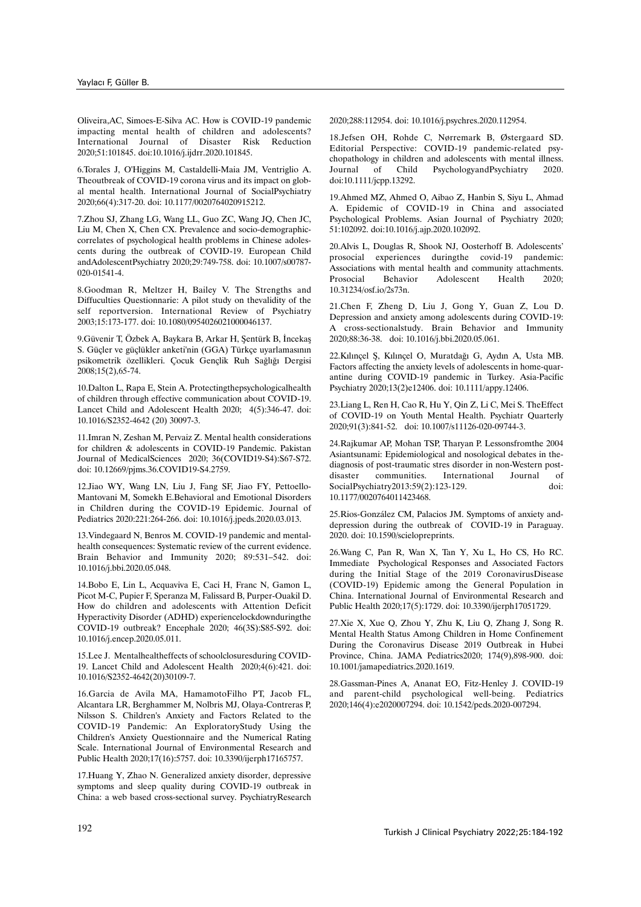Oliveira,AC, Simoes-E-Silva AC. How is COVID-19 pandemic impacting mental health of children and adolescents? International Journal of Disaster Risk Reduction 2020;51:101845. doi:10.1016/j.ijdrr.2020.101845.

6.Torales J, O'Higgins M, Castaldelli-Maia JM, Ventriglio A. Theoutbreak of COVID-19 corona virus and its impact on global mental health. International Journal of SocialPsychiatry 2020;66(4):317-20. doi: 10.1177/0020764020915212.

7.Zhou SJ, Zhang LG, Wang LL, Guo ZC, Wang JQ, Chen JC, Liu M, Chen X, Chen CX. Prevalence and socio-demographiccorrelates of psychological health problems in Chinese adolescents during the outbreak of COVID-19. European Child andAdolescentPsychiatry 2020;29:749-758. doi: 10.1007/s00787-020-01541-4.

8.Goodman R, Meltzer H, Bailey V. The Strengths and Diffuculties Questionnarie: A pilot study on thevalidity of the self reportversion. International Review of Psychiatry 2003;15:173-177. doi: 10.1080/0954026021000046137.

9.Güvenir T, Özbek A, Baykara B, Arkar H, Şentürk B, İncekaş S. Güçler ve güçlükler anketi'nin (GGA) Türkçe uyarlamasının psikometrik özellikleri. Çocuk Gençlik Ruh Sağlığı Dergisi 2008;15(2),65-74.

10.Dalton L, Rapa E, Stein A. Protectingthepsychologicalhealth of children through effective communication about COVID-19. Lancet Child and Adolescent Health 2020; 4(5):346-47. doi: 10.1016/S2352-4642 (20) 30097-3.

11.Imran N, Zeshan M, Pervaiz Z. Mental health considerations for children & adolescents in COVID-19 Pandemic. Pakistan Journal of MedicalSciences 2020; 36(COVID19-S4):S67-S72. doi: 10.12669/pjms.36.COVID19-S4.2759.

12.Jiao WY, Wang LN, Liu J, Fang SF, Jiao FY, Pettoello-Mantovani M, Somekh E.Behavioral and Emotional Disorders in Children during the COVID-19 Epidemic. Journal of Pediatrics 2020:221:264-266. doi: 10.1016/j.jpeds.2020.03.013.

13.Vindegaard N, Benros M. COVID-19 pandemic and mentalhealth consequences: Systematic review of the current evidence. Brain Behavior and Immunity 2020; 89:531–542. doi: 10.1016/j.bbi.2020.05.048.

14.Bobo E, Lin L, Acquaviva E, Caci H, Franc N, Gamon L, Picot M-C, Pupier F, Speranza M, Falissard B, Purper-Ouakil D. How do children and adolescents with Attention Deficit Hyperactivity Disorder (ADHD) experiencelockdownduringthe COVID-19 outbreak? Encephale 2020; 46(3S):S85-S92. doi: 10.1016/j.encep.2020.05.011.

15.Lee J. Mentalhealtheffects of schoolclosuresduring COVID-19. Lancet Child and Adolescent Health 2020;4(6):421. doi: 10.1016/S2352-4642(20)30109-7.

16.Garcia de Avila MA, HamamotoFilho PT, Jacob FL, Alcantara LR, Berghammer M, Nolbris MJ, Olaya-Contreras P, Nilsson S. Children's Anxiety and Factors Related to the COVID-19 Pandemic: An ExploratoryStudy Using the Children's Anxiety Questionnaire and the Numerical Rating Scale. International Journal of Environmental Research and Public Health 2020;17(16):5757. doi: 10.3390/ijerph17165757.

17.Huang Y, Zhao N. Generalized anxiety disorder, depressive symptoms and sleep quality during COVID-19 outbreak in China: a web based cross-sectional survey. PsychiatryResearch 2020;288:112954. doi: 10.1016/j.psychres.2020.112954.

18.Jefsen OH, Rohde C, Nørremark B, Østergaard SD. Editorial Perspective: COVID-19 pandemic-related psychopathology in children and adolescents with mental illness. Journal of Child PsychologyandPsychiatry 2020. doi:10.1111/jcpp.13292.

19.Ahmed MZ, Ahmed O, Aibao Z, Hanbin S, Siyu L, Ahmad A. Epidemic of COVID-19 in China and associated Psychological Problems. Asian Journal of Psychiatry 2020; 51:102092. doi:10.1016/j.ajp.2020.102092.

20.Alvis L, Douglas R, Shook NJ, Oosterhoff B. Adolescents' prosocial experiences duringthe covid-19 pandemic: Associations with mental health and community attachments. Prosocial Behavior Adolescent Health 2020; 10.31234/osf.io/2s73n.

21.Chen F, Zheng D, Liu J, Gong Y, Guan Z, Lou D. Depression and anxiety among adolescents during COVID-19: A cross-sectionalstudy. Brain Behavior and Immunity 2020;88:36-38. doi: 10.1016/j.bbi.2020.05.061.

22.Kılınçel Ş, Kılınçel O, Muratdağı G, Aydın A, Usta MB. Factors affecting the anxiety levels of adolescents in home-quarantine during COVID-19 pandemic in Turkey. Asia-Pacific Psychiatry 2020;13(2)e12406. doi: 10.1111/appy.12406.

23.Liang L, Ren H, Cao R, Hu Y, Qin Z, Li C, Mei S. TheEffect of COVID-19 on Youth Mental Health. Psychiatr Quarterly 2020;91(3):841-52. doi: 10.1007/s11126-020-09744-3.

24.Rajkumar AP, Mohan TSP, Tharyan P. Lessonsfromthe 2004 Asiantsunami: Epidemiological and nosological debates in thediagnosis of post-traumatic stres disorder in non-Western post-disaster communities. International Journal of SocialPsychiatry2013:59(2):123-129. doi: 10.1177/0020764011423468.

25.Rios-González CM, Palacios JM. Symptoms of anxiety anddepression during the outbreak of COVID-19 in Paraguay. 2020. doi: 10.1590/scielopreprints.

26.Wang C, Pan R, Wan X, Tan Y, Xu L, Ho CS, Ho RC. Immediate Psychological Responses and Associated Factors during the Initial Stage of the 2019 CoronavirusDisease (COVID-19) Epidemic among the General Population in China. International Journal of Environmental Research and Public Health 2020;17(5):1729. doi: 10.3390/ijerph17051729.

27.Xie X, Xue Q, Zhou Y, Zhu K, Liu Q, Zhang J, Song R. Mental Health Status Among Children in Home Confinement During the Coronavirus Disease 2019 Outbreak in Hubei Province, China. JAMA Pediatrics2020; 174(9),898-900. doi: 10.1001/jamapediatrics.2020.1619.

28.Gassman-Pines A, Ananat EO, Fitz-Henley J. COVID-19 and parent-child psychological well-being. Pediatrics 2020;146(4):e2020007294. doi: 10.1542/peds.2020-007294.